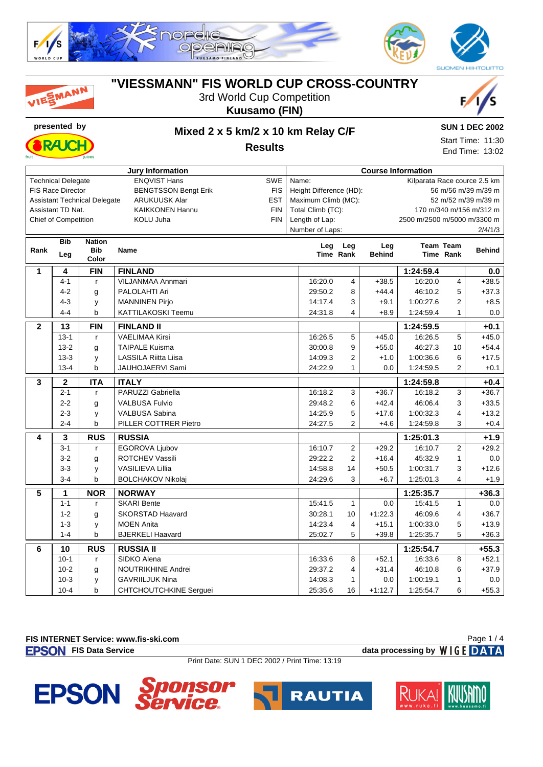# "VIESSMANN" FIS WORLD CUP CROSS-COUNTRY

3rd World Cup Competition

**Kuusamo (FIN)**

presented by

## Mixed 2 x 5 km/2 x 10 km Relay C/F

### Results

**SUN 1 DEC 2002**

Start Time: 11:30

End Time: 13:02

| Jury Information | | |
|---|---|---|
| Technical Delegate | ENQVIST Hans | SWE |
| FIS Race Director | BENGTSSON Bengt Erik | FIS |
| Assistant Technical Delegate | ARUKUUSK Alar | EST |
| Assistant TD Nat. | KAIKKONEN Hannu | FIN |
| Chief of Competition | KOLU Juha | FIN |

| Course Information | |
|---|---|
| Name: | Kilparata Race cource 2.5 km |
| Height Difference (HD): | 56 m/56 m/39 m/39 m |
| Maximum Climb (MC): | 52 m/52 m/39 m/39 m |
| Total Climb (TC): | 170 m/340 m/156 m/312 m |
| Length of Lap: | 2500 m/2500 m/5000 m/3300 m |
| Number of Laps: | 2/4/1/3 |

| Rank | Bib Leg | Nation Bib Color | Name | Leg Time | Leg Rank | Leg Behind | Team Time | Team Rank | Behind |
|---|---|---|---|---|---|---|---|---|---|
| **1** | **4** | **FIN** | **FINLAND** | | | | **1:24:59.4** | | **0.0** |
| | 4-1 | r | VILJANMAA Annmari | 16:20.0 | 4 | +38.5 | 16:20.0 | 4 | +38.5 |
| | 4-2 | g | PALOLAHTI Ari | 29:50.2 | 8 | +44.4 | 46:10.2 | 5 | +37.3 |
| | 4-3 | y | MANNINEN Pirjo | 14:17.4 | 3 | +9.1 | 1:00:27.6 | 2 | +8.5 |
| | 4-4 | b | KATTILAKOSKI Teemu | 24:31.8 | 4 | +8.9 | 1:24:59.4 | 1 | 0.0 |
| **2** | **13** | **FIN** | **FINLAND II** | | | | **1:24:59.5** | | **+0.1** |
| | 13-1 | r | VAELIMAA Kirsi | 16:26.5 | 5 | +45.0 | 16:26.5 | 5 | +45.0 |
| | 13-2 | g | TAIPALE Kuisma | 30:00.8 | 9 | +55.0 | 46:27.3 | 10 | +54.4 |
| | 13-3 | y | LASSILA Riitta Liisa | 14:09.3 | 2 | +1.0 | 1:00:36.6 | 6 | +17.5 |
| | 13-4 | b | JAUHOJAERVI Sami | 24:22.9 | 1 | 0.0 | 1:24:59.5 | 2 | +0.1 |
| **3** | **2** | **ITA** | **ITALY** | | | | **1:24:59.8** | | **+0.4** |
| | 2-1 | r | PARUZZI Gabriella | 16:18.2 | 3 | +36.7 | 16:18.2 | 3 | +36.7 |
| | 2-2 | g | VALBUSA Fulvio | 29:48.2 | 6 | +42.4 | 46:06.4 | 3 | +33.5 |
| | 2-3 | y | VALBUSA Sabina | 14:25.9 | 5 | +17.6 | 1:00:32.3 | 4 | +13.2 |
| | 2-4 | b | PILLER COTTRER Pietro | 24:27.5 | 2 | +4.6 | 1:24:59.8 | 3 | +0.4 |
| **4** | **3** | **RUS** | **RUSSIA** | | | | **1:25:01.3** | | **+1.9** |
| | 3-1 | r | EGOROVA Ljubov | 16:10.7 | 2 | +29.2 | 16:10.7 | 2 | +29.2 |
| | 3-2 | g | ROTCHEV Vassili | 29:22.2 | 2 | +16.4 | 45:32.9 | 1 | 0.0 |
| | 3-3 | y | VASILIEVA Lillia | 14:58.8 | 14 | +50.5 | 1:00:31.7 | 3 | +12.6 |
| | 3-4 | b | BOLCHAKOV Nikolaj | 24:29.6 | 3 | +6.7 | 1:25:01.3 | 4 | +1.9 |
| **5** | **1** | **NOR** | **NORWAY** | | | | **1:25:35.7** | | **+36.3** |
| | 1-1 | r | SKARI Bente | 15:41.5 | 1 | 0.0 | 15:41.5 | 1 | 0.0 |
| | 1-2 | g | SKORSTAD Haavard | 30:28.1 | 10 | +1:22.3 | 46:09.6 | 4 | +36.7 |
| | 1-3 | y | MOEN Anita | 14:23.4 | 4 | +15.1 | 1:00:33.0 | 5 | +13.9 |
| | 1-4 | b | BJERKELI Haavard | 25:02.7 | 5 | +39.8 | 1:25:35.7 | 5 | +36.3 |
| **6** | **10** | **RUS** | **RUSSIA II** | | | | **1:25:54.7** | | **+55.3** |
| | 10-1 | r | SIDKO Alena | 16:33.6 | 8 | +52.1 | 16:33.6 | 8 | +52.1 |
| | 10-2 | g | NOUTRIKHINE Andrei | 29:37.2 | 4 | +31.4 | 46:10.8 | 6 | +37.9 |
| | 10-3 | y | GAVRIILJUK Nina | 14:08.3 | 1 | 0.0 | 1:00:19.1 | 1 | 0.0 |
| | 10-4 | b | CHTCHOUTCHKINE Serguei | 25:35.6 | 16 | +1:12.7 | 1:25:54.7 | 6 | +55.3 |

**FIS INTERNET Service: www.fis-ski.com**

**FIS Data Service** — **data processing by WIGE DATA**

Print Date: SUN 1 DEC 2002 / Print Time: 13:19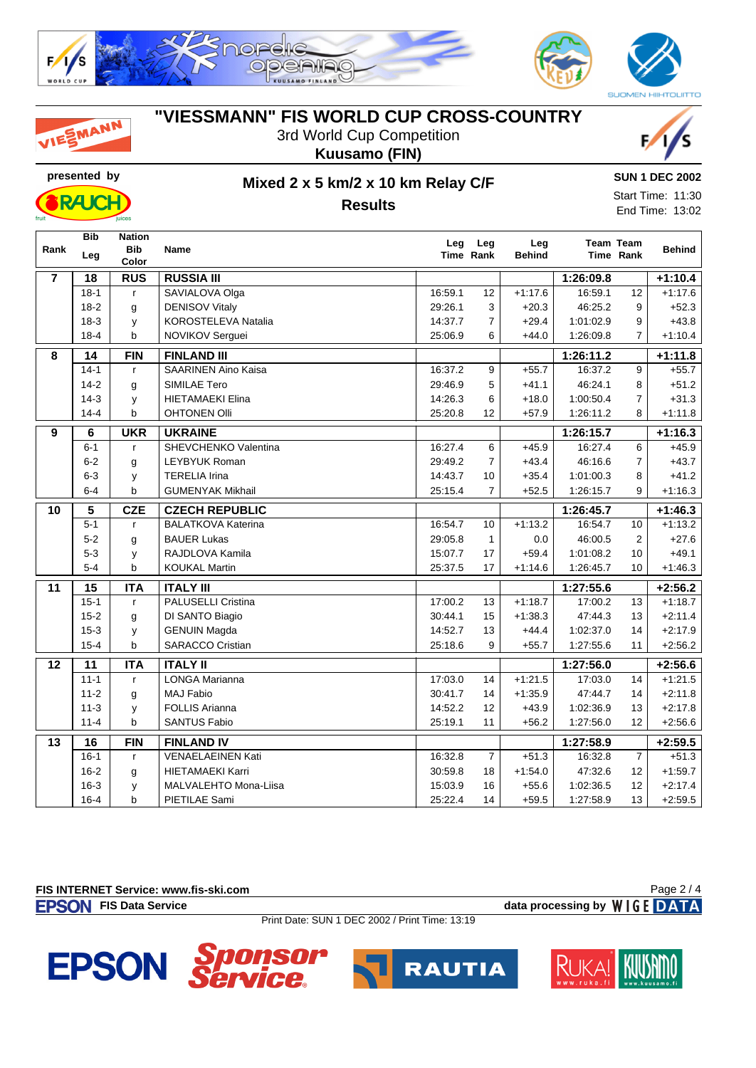# "VIESSMANN" FIS WORLD CUP CROSS-COUNTRY

3rd World Cup Competition

**Kuusamo (FIN)**

presented by

## Mixed 2 x 5 km/2 x 10 km Relay C/F

**Results**

**SUN 1 DEC 2002**

Start Time: 11:30

End Time: 13:02

| Rank | Bib Leg | Nation Bib Color | Name | Leg Time | Leg Rank | Leg Behind | Team Time | Team Rank | Behind |
|---|---|---|---|---|---|---|---|---|---|
| **7** | **18** | **RUS** | **RUSSIA III** | | | | **1:26:09.8** | | **+1:10.4** |
| | 18-1 | r | SAVIALOVA Olga | 16:59.1 | 12 | +1:17.6 | 16:59.1 | 12 | +1:17.6 |
| | 18-2 | g | DENISOV Vitaly | 29:26.1 | 3 | +20.3 | 46:25.2 | 9 | +52.3 |
| | 18-3 | y | KOROSTELEVA Natalia | 14:37.7 | 7 | +29.4 | 1:01:02.9 | 9 | +43.8 |
| | 18-4 | b | NOVIKOV Serguei | 25:06.9 | 6 | +44.0 | 1:26:09.8 | 7 | +1:10.4 |
| **8** | **14** | **FIN** | **FINLAND III** | | | | **1:26:11.2** | | **+1:11.8** |
| | 14-1 | r | SAARINEN Aino Kaisa | 16:37.2 | 9 | +55.7 | 16:37.2 | 9 | +55.7 |
| | 14-2 | g | SIMILAE Tero | 29:46.9 | 5 | +41.1 | 46:24.1 | 8 | +51.2 |
| | 14-3 | y | HIETAMAEKI Elina | 14:26.3 | 6 | +18.0 | 1:00:50.4 | 7 | +31.3 |
| | 14-4 | b | OHTONEN Olli | 25:20.8 | 12 | +57.9 | 1:26:11.2 | 8 | +1:11.8 |
| **9** | **6** | **UKR** | **UKRAINE** | | | | **1:26:15.7** | | **+1:16.3** |
| | 6-1 | r | SHEVCHENKO Valentina | 16:27.4 | 6 | +45.9 | 16:27.4 | 6 | +45.9 |
| | 6-2 | g | LEYBYUK Roman | 29:49.2 | 7 | +43.4 | 46:16.6 | 7 | +43.7 |
| | 6-3 | y | TERELIA Irina | 14:43.7 | 10 | +35.4 | 1:01:00.3 | 8 | +41.2 |
| | 6-4 | b | GUMENYAK Mikhail | 25:15.4 | 7 | +52.5 | 1:26:15.7 | 9 | +1:16.3 |
| **10** | **5** | **CZE** | **CZECH REPUBLIC** | | | | **1:26:45.7** | | **+1:46.3** |
| | 5-1 | r | BALATKOVA Katerina | 16:54.7 | 10 | +1:13.2 | 16:54.7 | 10 | +1:13.2 |
| | 5-2 | g | BAUER Lukas | 29:05.8 | 1 | 0.0 | 46:00.5 | 2 | +27.6 |
| | 5-3 | y | RAJDLOVA Kamila | 15:07.7 | 17 | +59.4 | 1:01:08.2 | 10 | +49.1 |
| | 5-4 | b | KOUKAL Martin | 25:37.5 | 17 | +1:14.6 | 1:26:45.7 | 10 | +1:46.3 |
| **11** | **15** | **ITA** | **ITALY III** | | | | **1:27:55.6** | | **+2:56.2** |
| | 15-1 | r | PALUSELLI Cristina | 17:00.2 | 13 | +1:18.7 | 17:00.2 | 13 | +1:18.7 |
| | 15-2 | g | DI SANTO Biagio | 30:44.1 | 15 | +1:38.3 | 47:44.3 | 13 | +2:11.4 |
| | 15-3 | y | GENUIN Magda | 14:52.7 | 13 | +44.4 | 1:02:37.0 | 14 | +2:17.9 |
| | 15-4 | b | SARACCO Cristian | 25:18.6 | 9 | +55.7 | 1:27:55.6 | 11 | +2:56.2 |
| **12** | **11** | **ITA** | **ITALY II** | | | | **1:27:56.0** | | **+2:56.6** |
| | 11-1 | r | LONGA Marianna | 17:03.0 | 14 | +1:21.5 | 17:03.0 | 14 | +1:21.5 |
| | 11-2 | g | MAJ Fabio | 30:41.7 | 14 | +1:35.9 | 47:44.7 | 14 | +2:11.8 |
| | 11-3 | y | FOLLIS Arianna | 14:52.2 | 12 | +43.9 | 1:02:36.9 | 13 | +2:17.8 |
| | 11-4 | b | SANTUS Fabio | 25:19.1 | 11 | +56.2 | 1:27:56.0 | 12 | +2:56.6 |
| **13** | **16** | **FIN** | **FINLAND IV** | | | | **1:27:58.9** | | **+2:59.5** |
| | 16-1 | r | VENAELAEINEN Kati | 16:32.8 | 7 | +51.3 | 16:32.8 | 7 | +51.3 |
| | 16-2 | g | HIETAMAEKI Karri | 30:59.8 | 18 | +1:54.0 | 47:32.6 | 12 | +1:59.7 |
| | 16-3 | y | MALVALEHTO Mona-Liisa | 15:03.9 | 16 | +55.6 | 1:02:36.5 | 12 | +2:17.4 |
| | 16-4 | b | PIETILAE Sami | 25:22.4 | 14 | +59.5 | 1:27:58.9 | 13 | +2:59.5 |

**FIS INTERNET Service: www.fis-ski.com**

**FIS Data Service** — **data processing by WIGE DATA**

Print Date: SUN 1 DEC 2002 / Print Time: 13:19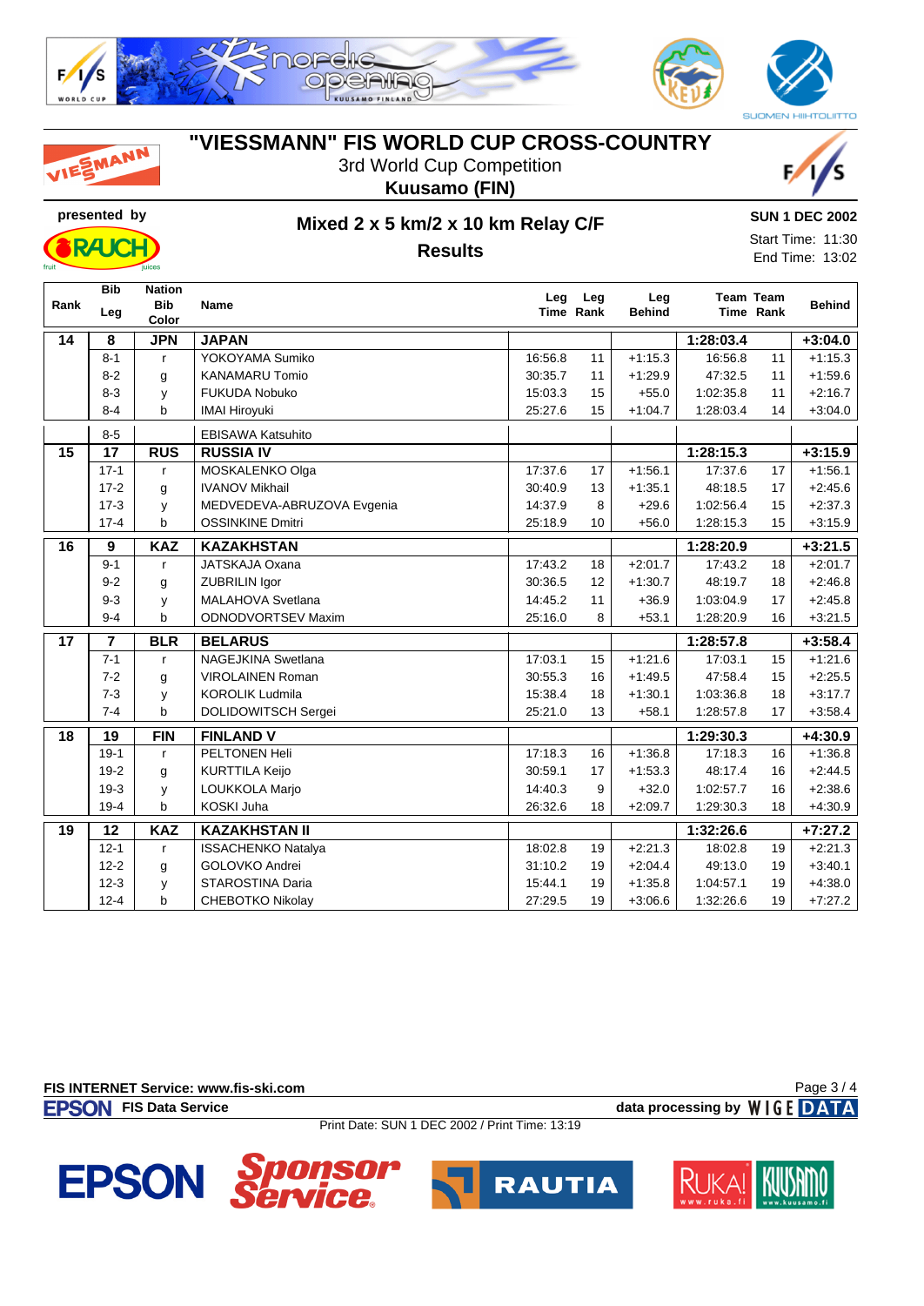# "VIESSMANN" FIS WORLD CUP CROSS-COUNTRY

3rd World Cup Competition

**Kuusamo (FIN)**

presented by

## Mixed 2 x 5 km/2 x 10 km Relay C/F

### Results

**SUN 1 DEC 2002**

Start Time: 11:30

End Time: 13:02

| Rank | Bib Leg | Nation Bib Color | Name | Leg Time | Leg Rank | Leg Behind | Team Time | Team Rank | Behind |
|---|---|---|---|---|---|---|---|---|---|
| **14** | **8** | **JPN** | **JAPAN** | | | | **1:28:03.4** | | **+3:04.0** |
| | 8-1 | r | YOKOYAMA Sumiko | 16:56.8 | 11 | +1:15.3 | 16:56.8 | 11 | +1:15.3 |
| | 8-2 | g | KANAMARU Tomio | 30:35.7 | 11 | +1:29.9 | 47:32.5 | 11 | +1:59.6 |
| | 8-3 | y | FUKUDA Nobuko | 15:03.3 | 15 | +55.0 | 1:02:35.8 | 11 | +2:16.7 |
| | 8-4 | b | IMAI Hiroyuki | 25:27.6 | 15 | +1:04.7 | 1:28:03.4 | 14 | +3:04.0 |
| | 8-5 | | EBISAWA Katsuhito | | | | | | |
| **15** | **17** | **RUS** | **RUSSIA IV** | | | | **1:28:15.3** | | **+3:15.9** |
| | 17-1 | r | MOSKALENKO Olga | 17:37.6 | 17 | +1:56.1 | 17:37.6 | 17 | +1:56.1 |
| | 17-2 | g | IVANOV Mikhail | 30:40.9 | 13 | +1:35.1 | 48:18.5 | 17 | +2:45.6 |
| | 17-3 | y | MEDVEDEVA-ABRUZOVA Evgenia | 14:37.9 | 8 | +29.6 | 1:02:56.4 | 15 | +2:37.3 |
| | 17-4 | b | OSSINKINE Dmitri | 25:18.9 | 10 | +56.0 | 1:28:15.3 | 15 | +3:15.9 |
| **16** | **9** | **KAZ** | **KAZAKHSTAN** | | | | **1:28:20.9** | | **+3:21.5** |
| | 9-1 | r | JATSKAJA Oxana | 17:43.2 | 18 | +2:01.7 | 17:43.2 | 18 | +2:01.7 |
| | 9-2 | g | ZUBRILIN Igor | 30:36.5 | 12 | +1:30.7 | 48:19.7 | 18 | +2:46.8 |
| | 9-3 | y | MALAHOVA Svetlana | 14:45.2 | 11 | +36.9 | 1:03:04.9 | 17 | +2:45.8 |
| | 9-4 | b | ODNODVORTSEV Maxim | 25:16.0 | 8 | +53.1 | 1:28:20.9 | 16 | +3:21.5 |
| **17** | **7** | **BLR** | **BELARUS** | | | | **1:28:57.8** | | **+3:58.4** |
| | 7-1 | r | NAGEJKINA Swetlana | 17:03.1 | 15 | +1:21.6 | 17:03.1 | 15 | +1:21.6 |
| | 7-2 | g | VIROLAINEN Roman | 30:55.3 | 16 | +1:49.5 | 47:58.4 | 15 | +2:25.5 |
| | 7-3 | y | KOROLIK Ludmila | 15:38.4 | 18 | +1:30.1 | 1:03:36.8 | 18 | +3:17.7 |
| | 7-4 | b | DOLIDOWITSCH Sergei | 25:21.0 | 13 | +58.1 | 1:28:57.8 | 17 | +3:58.4 |
| **18** | **19** | **FIN** | **FINLAND V** | | | | **1:29:30.3** | | **+4:30.9** |
| | 19-1 | r | PELTONEN Heli | 17:18.3 | 16 | +1:36.8 | 17:18.3 | 16 | +1:36.8 |
| | 19-2 | g | KURTTILA Keijo | 30:59.1 | 17 | +1:53.3 | 48:17.4 | 16 | +2:44.5 |
| | 19-3 | y | LOUKKOLA Marjo | 14:40.3 | 9 | +32.0 | 1:02:57.7 | 16 | +2:38.6 |
| | 19-4 | b | KOSKI Juha | 26:32.6 | 18 | +2:09.7 | 1:29:30.3 | 18 | +4:30.9 |
| **19** | **12** | **KAZ** | **KAZAKHSTAN II** | | | | **1:32:26.6** | | **+7:27.2** |
| | 12-1 | r | ISSACHENKO Natalya | 18:02.8 | 19 | +2:21.3 | 18:02.8 | 19 | +2:21.3 |
| | 12-2 | g | GOLOVKO Andrei | 31:10.2 | 19 | +2:04.4 | 49:13.0 | 19 | +3:40.1 |
| | 12-3 | y | STAROSTINA Daria | 15:44.1 | 19 | +1:35.8 | 1:04:57.1 | 19 | +4:38.0 |
| | 12-4 | b | CHEBOTKO Nikolay | 27:29.5 | 19 | +3:06.6 | 1:32:26.6 | 19 | +7:27.2 |

FIS INTERNET Service: www.fis-ski.com

EPSON FIS Data Service — data processing by WIGE DATA

Print Date: SUN 1 DEC 2002 / Print Time: 13:19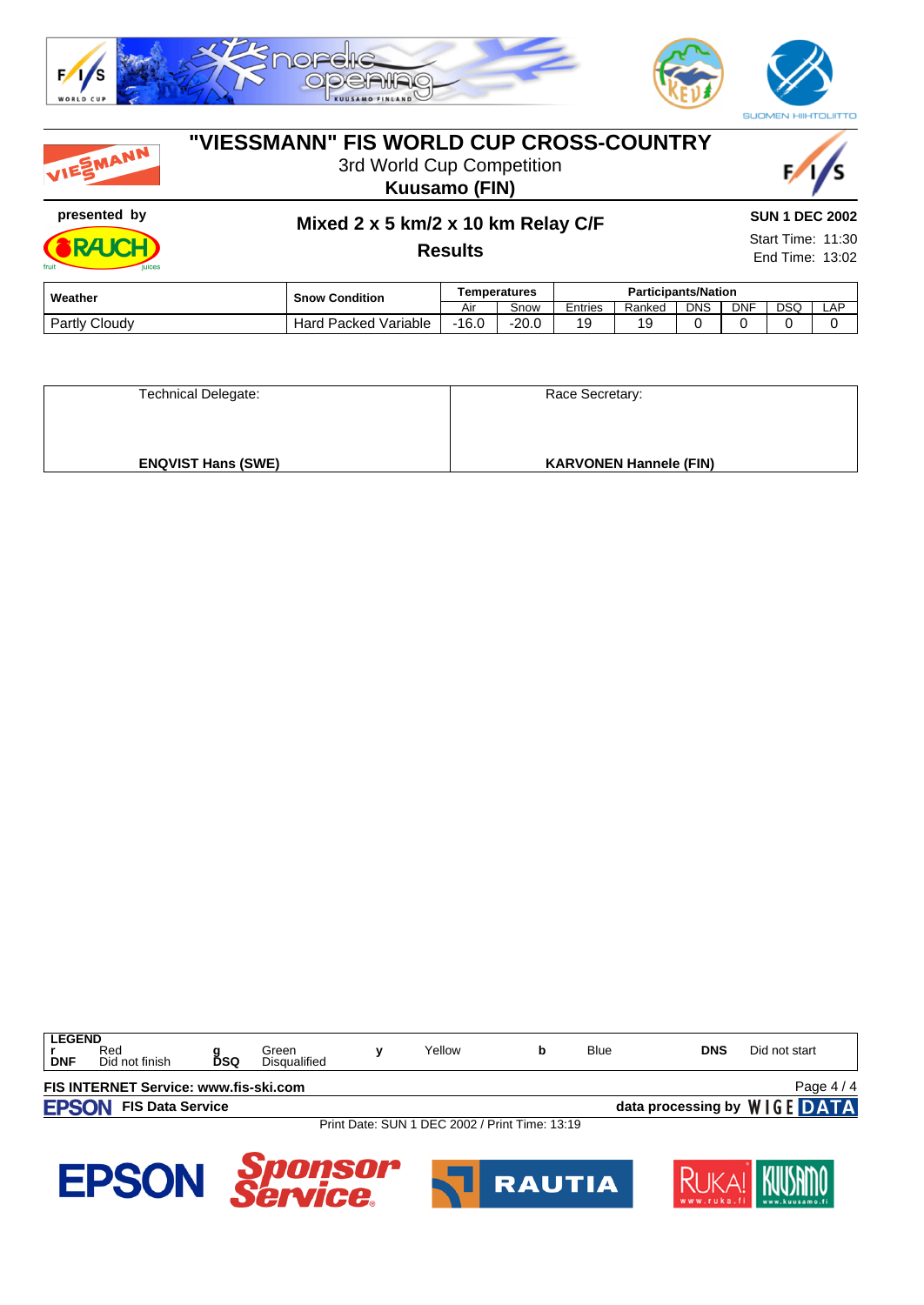# "VIESSMANN" FIS WORLD CUP CROSS-COUNTRY

3rd World Cup Competition

**Kuusamo (FIN)**

presented by

## Mixed 2 x 5 km/2 x 10 km Relay C/F

**Results**

**SUN 1 DEC 2002**

Start Time: 11:30

End Time: 13:02

| Weather | Snow Condition | Temperatures | | Participants/Nation | | | | | |
|---|---|---|---|---|---|---|---|---|---|
| | | Air | Snow | Entries | Ranked | DNS | DNF | DSQ | LAP |
| Partly Cloudy | Hard Packed Variable | -16.0 | -20.0 | 19 | 19 | 0 | 0 | 0 | 0 |

| Technical Delegate: | Race Secretary: |
|---|---|
| **ENQVIST Hans (SWE)** | **KARVONEN Hannele (FIN)** |

| LEGEND | | | | | | | | | |
|---|---|---|---|---|---|---|---|---|---|
| r | Red | g | Green | y | Yellow | b | Blue | DNS | Did not start |
| DNF | Did not finish | DSQ | Disqualified | | | | | | |

FIS INTERNET Service: www.fis-ski.com

EPSON FIS Data Service

data processing by WIGE DATA

Print Date: SUN 1 DEC 2002 / Print Time: 13:19